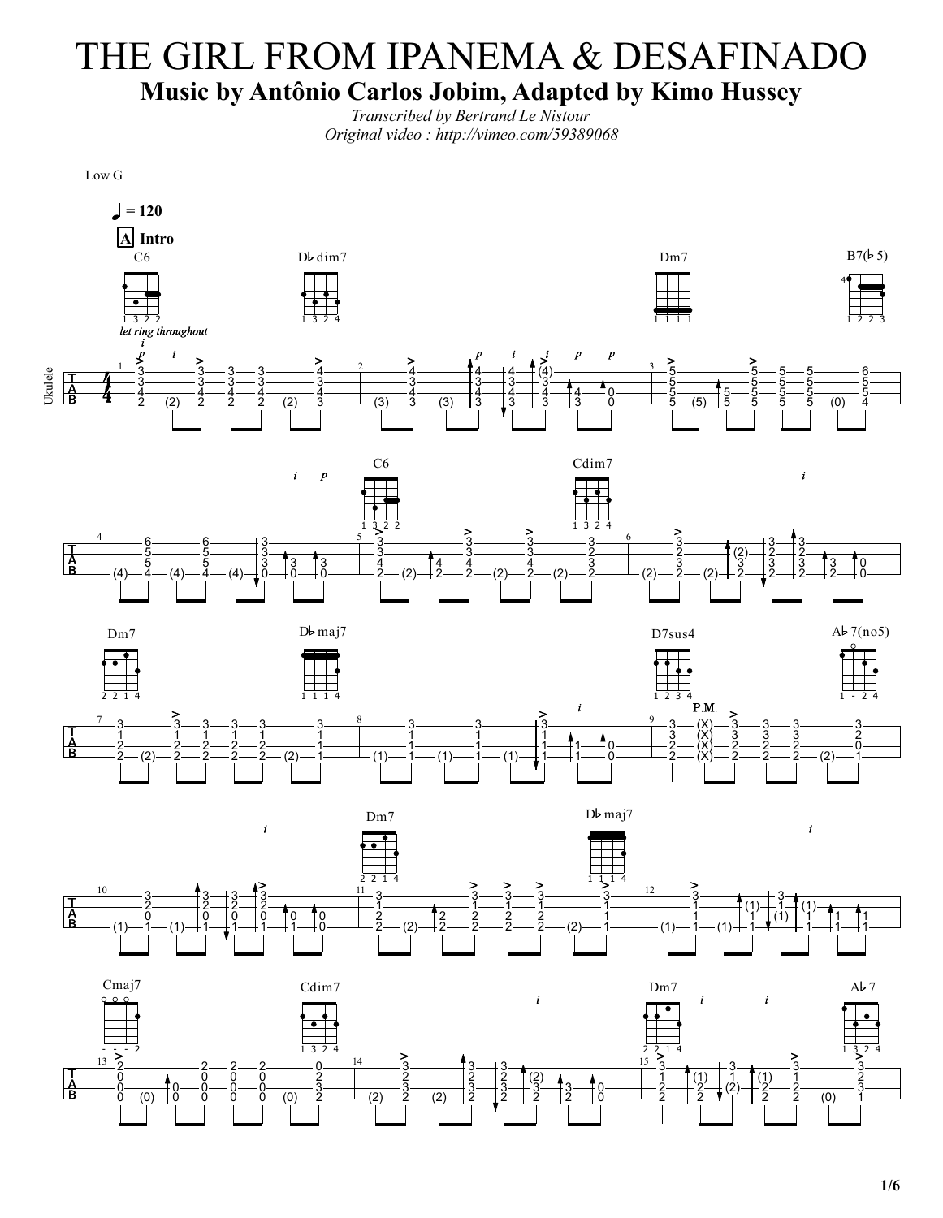# THE GIRL FROM IPANEMA & DESAFINADO

## Music by Antônio Carlos Jobim, Adapted by Kimo Hussey

*Transcribed by Bertrand Le Nistour*
*Original video : http://vimeo.com/59389068*

Low G

♩ = 120

**A** **Intro**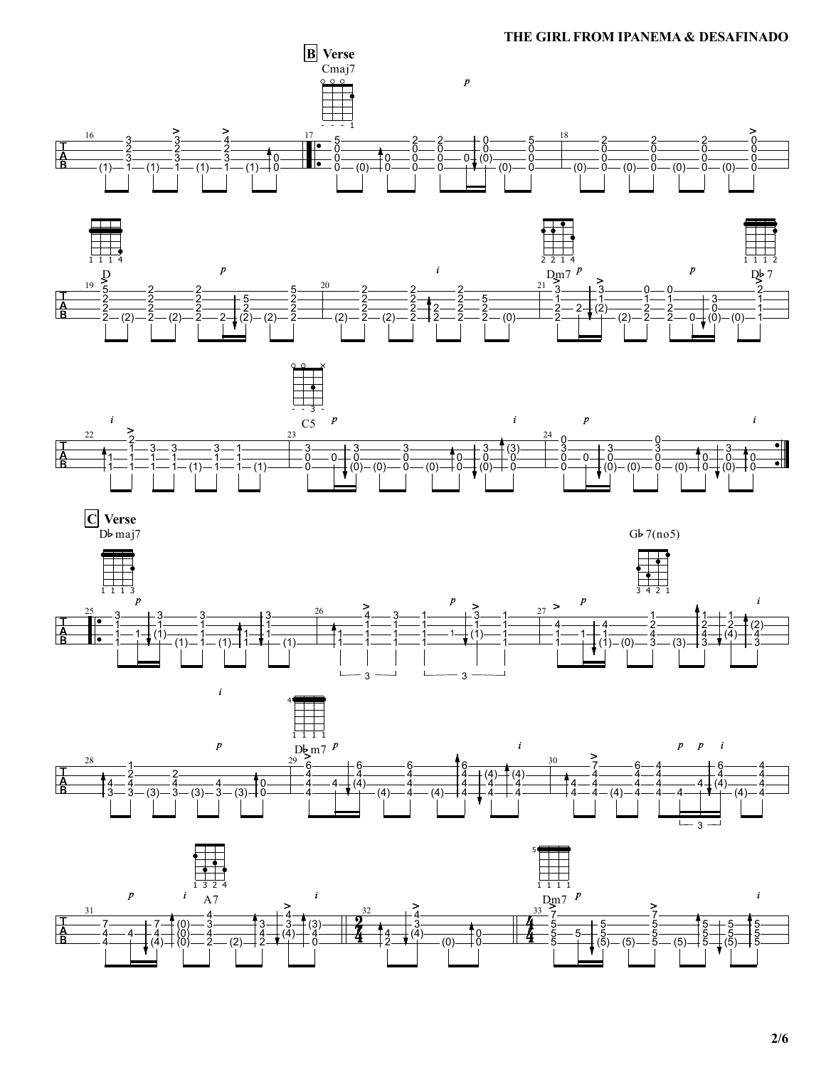## B Verse

Cmaj7

D

Dm7

D♭7

C5

## C Verse

D♭maj7

G♭7(no5)

D♭m7

A7

Dm7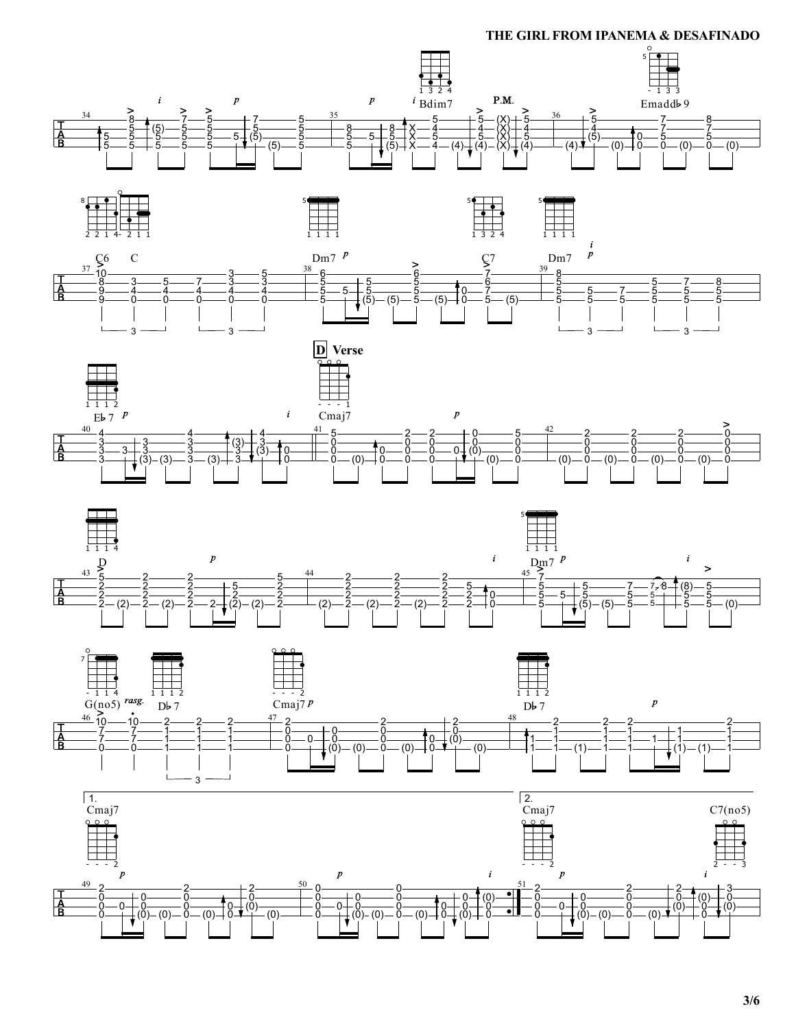# THE GIRL FROM IPANEMA & DESAFINADO

## D Verse

Chords: Bdim7, Emadd♭9, C6, C, Dm7, C7, Dm7, E♭7, Cmaj7, D, Dm7, G(no5), D♭7, Cmaj7, D♭7

1. Cmaj7

2. Cmaj7, C7(no5)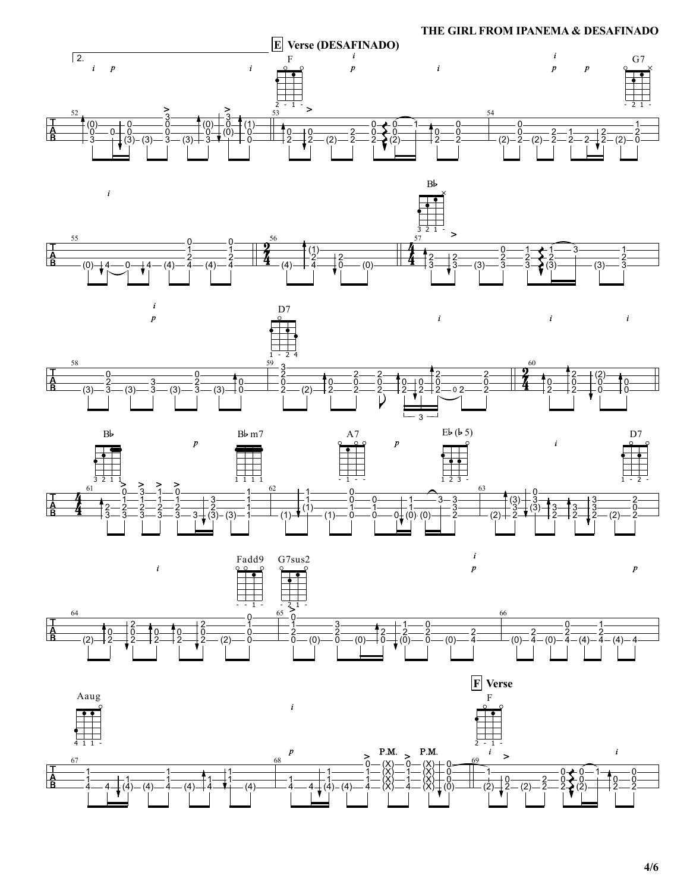## E Verse (DESAFINADO)

## F Verse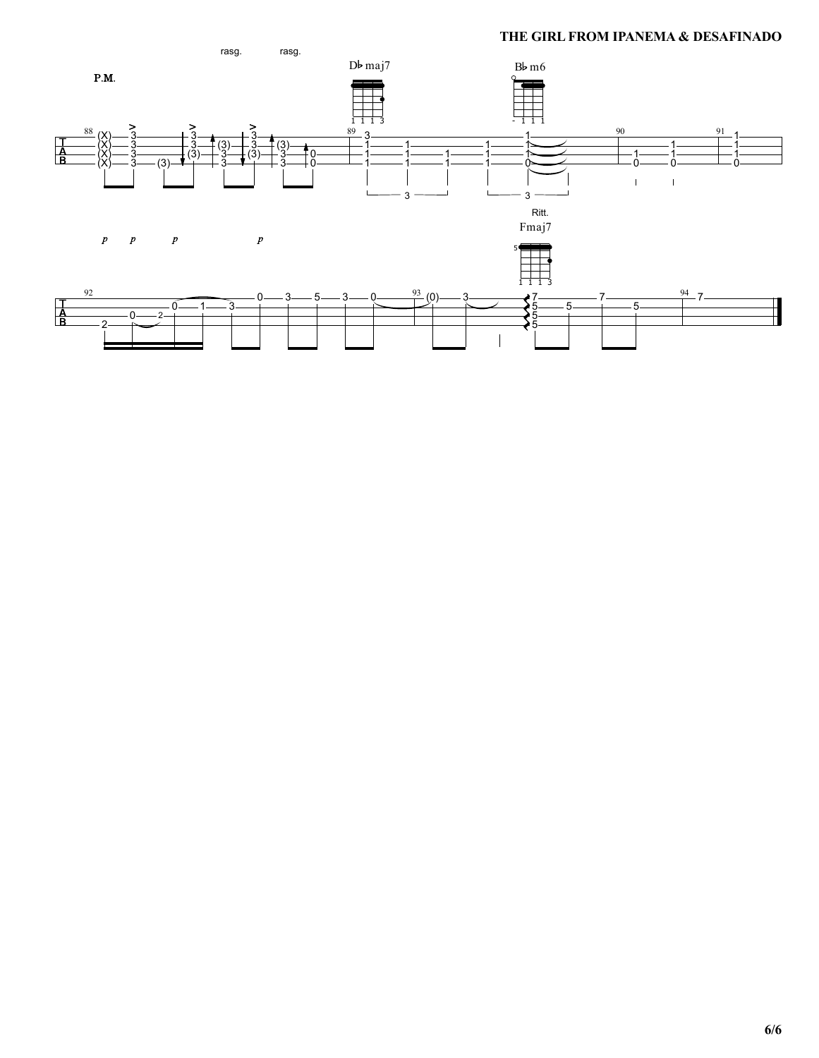rasg. rasg.

P.M.

D♭maj7

B♭m6

88 89 90 91

p p p p

Ritt.

Fmaj7

92 93 94